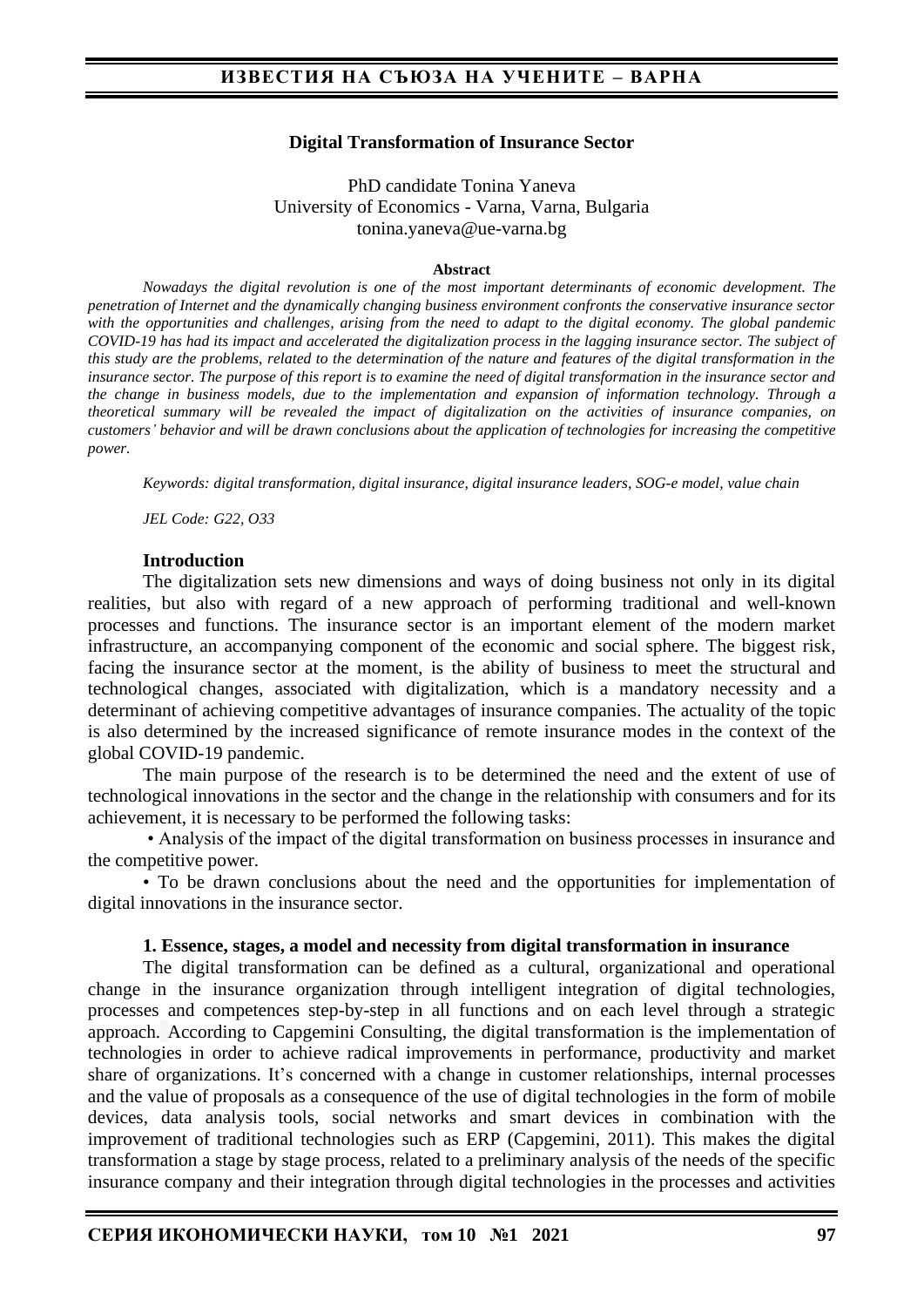# Digital Transformation of Insurance Sector

PhD candidate Tonina Yaneva
University of Economics - Varna, Varna, Bulgaria
tonina.yaneva@ue-varna.bg

**Abstract**

*Nowadays the digital revolution is one of the most important determinants of economic development. The penetration of Internet and the dynamically changing business environment confronts the conservative insurance sector with the opportunities and challenges, arising from the need to adapt to the digital economy. The global pandemic COVID-19 has had its impact and accelerated the digitalization process in the lagging insurance sector. The subject of this study are the problems, related to the determination of the nature and features of the digital transformation in the insurance sector. The purpose of this report is to examine the need of digital transformation in the insurance sector and the change in business models, due to the implementation and expansion of information technology. Through a theoretical summary will be revealed the impact of digitalization on the activities of insurance companies, on customers' behavior and will be drawn conclusions about the application of technologies for increasing the competitive power.*

*Keywords: digital transformation, digital insurance, digital insurance leaders, SOG-e model, value chain*

*JEL Code: G22, O33*

## Introduction

The digitalization sets new dimensions and ways of doing business not only in its digital realities, but also with regard of a new approach of performing traditional and well-known processes and functions. The insurance sector is an important element of the modern market infrastructure, an accompanying component of the economic and social sphere. The biggest risk, facing the insurance sector at the moment, is the ability of business to meet the structural and technological changes, associated with digitalization, which is a mandatory necessity and a determinant of achieving competitive advantages of insurance companies. The actuality of the topic is also determined by the increased significance of remote insurance modes in the context of the global COVID-19 pandemic.

The main purpose of the research is to be determined the need and the extent of use of technological innovations in the sector and the change in the relationship with consumers and for its achievement, it is necessary to be performed the following tasks:

• Analysis of the impact of the digital transformation on business processes in insurance and the competitive power.

• To be drawn conclusions about the need and the opportunities for implementation of digital innovations in the insurance sector.

## 1. Essence, stages, a model and necessity from digital transformation in insurance

The digital transformation can be defined as a cultural, organizational and operational change in the insurance organization through intelligent integration of digital technologies, processes and competences step-by-step in all functions and on each level through a strategic approach. According to Capgemini Consulting, the digital transformation is the implementation of technologies in order to achieve radical improvements in performance, productivity and market share of organizations. It's concerned with a change in customer relationships, internal processes and the value of proposals as a consequence of the use of digital technologies in the form of mobile devices, data analysis tools, social networks and smart devices in combination with the improvement of traditional technologies such as ERP (Capgemini, 2011). This makes the digital transformation a stage by stage process, related to a preliminary analysis of the needs of the specific insurance company and their integration through digital technologies in the processes and activities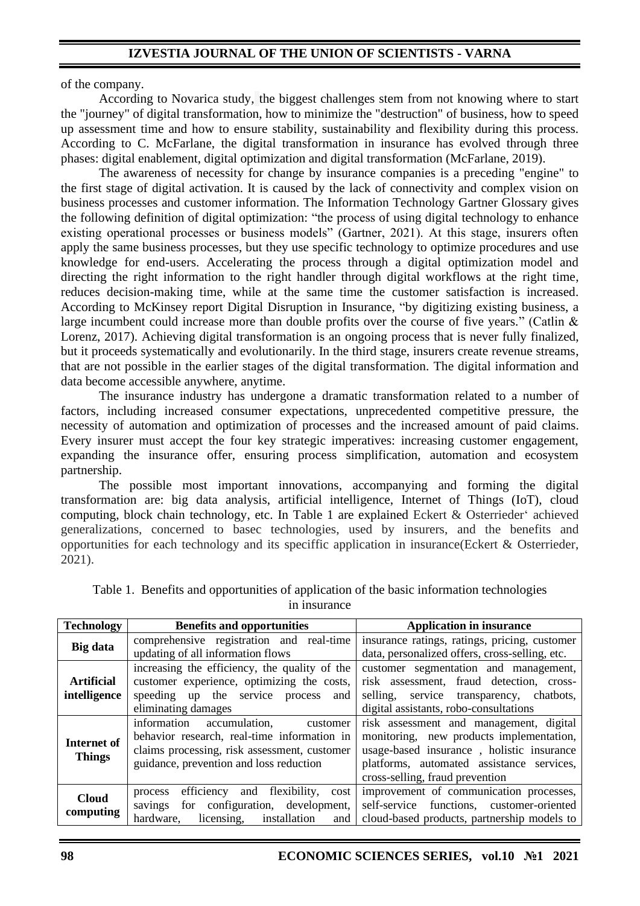of the company.

According to Novarica study, the biggest challenges stem from not knowing where to start the "journey" of digital transformation, how to minimize the "destruction" of business, how to speed up assessment time and how to ensure stability, sustainability and flexibility during this process. According to C. McFarlane, the digital transformation in insurance has evolved through three phases: digital enablement, digital optimization and digital transformation (McFarlane, 2019).

The awareness of necessity for change by insurance companies is a preceding "engine" to the first stage of digital activation. It is caused by the lack of connectivity and complex vision on business processes and customer information. The Information Technology Gartner Glossary gives the following definition of digital optimization: "the process of using digital technology to enhance existing operational processes or business models" (Gartner, 2021). At this stage, insurers often apply the same business processes, but they use specific technology to optimize procedures and use knowledge for end-users. Accelerating the process through a digital optimization model and directing the right information to the right handler through digital workflows at the right time, reduces decision-making time, while at the same time the customer satisfaction is increased. According to McKinsey report Digital Disruption in Insurance, "by digitizing existing business, a large incumbent could increase more than double profits over the course of five years." (Catlin & Lorenz, 2017). Achieving digital transformation is an ongoing process that is never fully finalized, but it proceeds systematically and evolutionarily. In the third stage, insurers create revenue streams, that are not possible in the earlier stages of the digital transformation. The digital information and data become accessible anywhere, anytime.

The insurance industry has undergone a dramatic transformation related to a number of factors, including increased consumer expectations, unprecedented competitive pressure, the necessity of automation and optimization of processes and the increased amount of paid claims. Every insurer must accept the four key strategic imperatives: increasing customer engagement, expanding the insurance offer, ensuring process simplification, automation and ecosystem partnership.

The possible most important innovations, accompanying and forming the digital transformation are: big data analysis, artificial intelligence, Internet of Things (IoT), cloud computing, block chain technology, etc. In Table 1 are explained Eckert & Osterrieder' achieved generalizations, concerned to basec technologies, used by insurers, and the benefits and opportunities for each technology and its speciffic application in insurance(Eckert & Osterrieder, 2021).

Table 1. Benefits and opportunities of application of the basic information technologies in insurance

| Technology | Benefits and opportunities | Application in insurance |
|---|---|---|
| **Big data** | comprehensive registration and real-time updating of all information flows | insurance ratings, ratings, pricing, customer data, personalized offers, cross-selling, etc. |
| **Artificial intelligence** | increasing the efficiency, the quality of the customer experience, optimizing the costs, speeding up the service process and eliminating damages | customer segmentation and management, risk assessment, fraud detection, cross-selling, service transparency, chatbots, digital assistants, robo-consultations |
| **Internet of Things** | information accumulation, customer behavior research, real-time information in claims processing, risk assessment, customer guidance, prevention and loss reduction | risk assessment and management, digital monitoring, new products implementation, usage-based insurance , holistic insurance platforms, automated assistance services, cross-selling, fraud prevention |
| **Cloud computing** | process efficiency and flexibility, cost savings for configuration, development, hardware, licensing, installation and | improvement of communication processes, self-service functions, customer-oriented cloud-based products, partnership models to |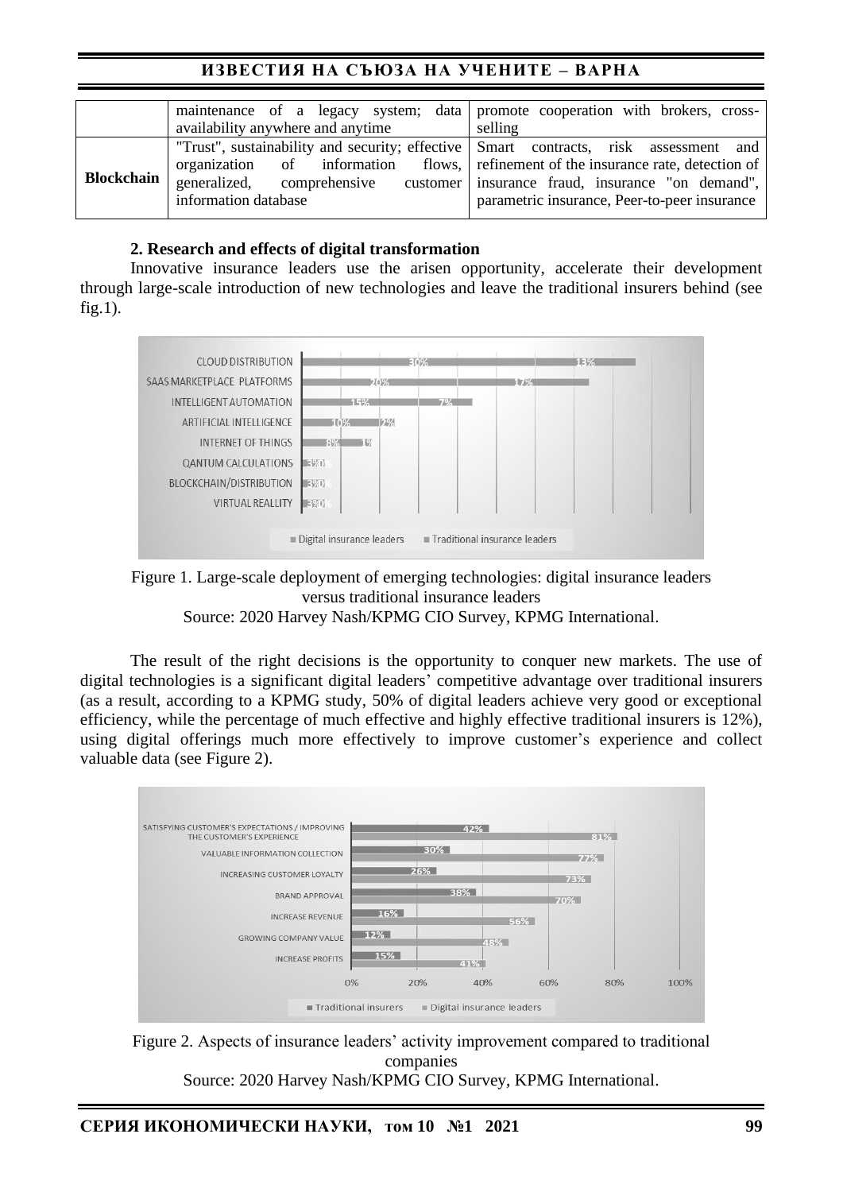|  | maintenance of a legacy system; data availability anywhere and anytime | promote cooperation with brokers, cross-selling |
|---|---|---|
| **Blockchain** | "Trust", sustainability and security; effective organization of information flows, generalized, comprehensive customer information database | Smart contracts, risk assessment and refinement of the insurance rate, detection of insurance fraud, insurance "on demand", parametric insurance, Peer-to-peer insurance |

### 2. Research and effects of digital transformation

Innovative insurance leaders use the arisen opportunity, accelerate their development through large-scale introduction of new technologies and leave the traditional insurers behind (see fig.1).

Figure 1. Large-scale deployment of emerging technologies: digital insurance leaders versus traditional insurance leaders
Source: 2020 Harvey Nash/KPMG CIO Survey, KPMG International.

The result of the right decisions is the opportunity to conquer new markets. The use of digital technologies is a significant digital leaders' competitive advantage over traditional insurers (as a result, according to a KPMG study, 50% of digital leaders achieve very good or exceptional efficiency, while the percentage of much effective and highly effective traditional insurers is 12%), using digital offerings much more effectively to improve customer's experience and collect valuable data (see Figure 2).

Figure 2. Aspects of insurance leaders' activity improvement compared to traditional companies
Source: 2020 Harvey Nash/KPMG CIO Survey, KPMG International.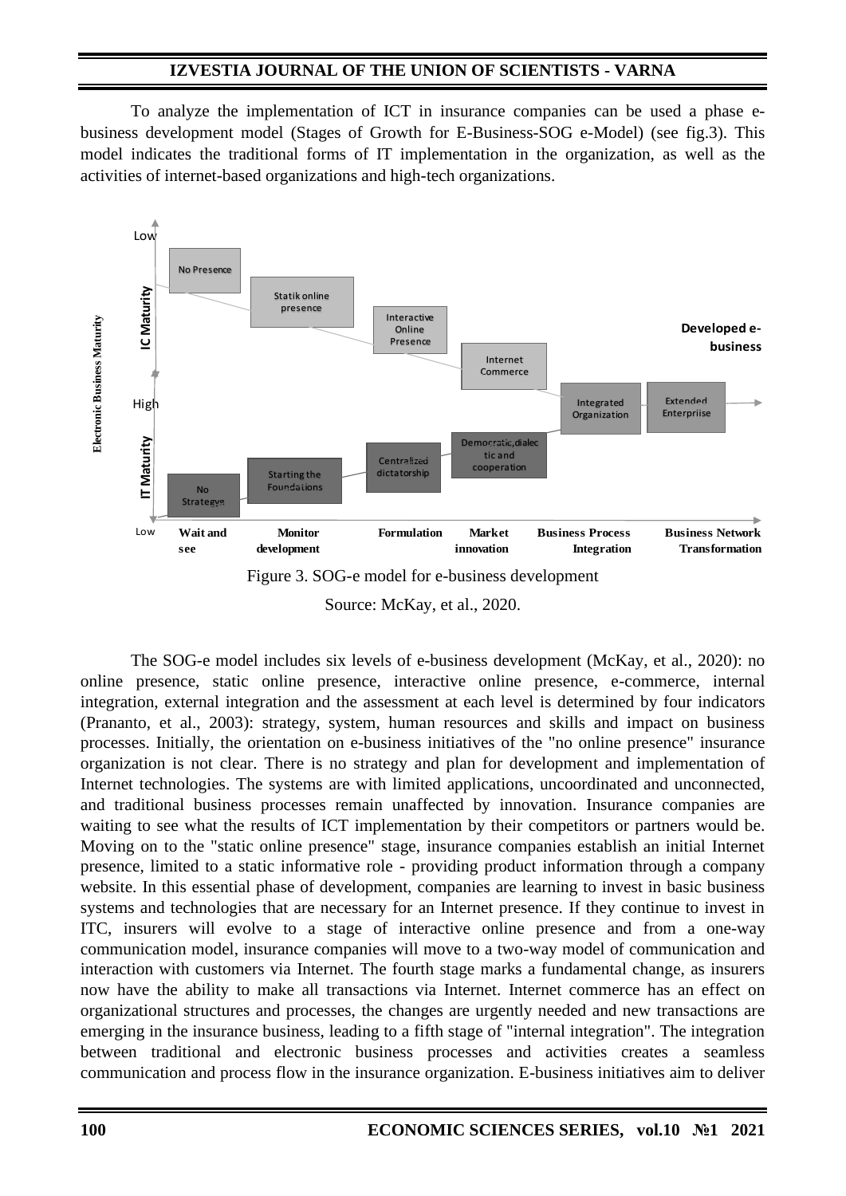To analyze the implementation of ICT in insurance companies can be used a phase e-business development model (Stages of Growth for E-Business-SOG e-Model) (see fig.3). This model indicates the traditional forms of IT implementation in the organization, as well as the activities of internet-based organizations and high-tech organizations.

Figure 3. SOG-e model for e-business development

Source: McKay, et al., 2020.

The SOG-e model includes six levels of e-business development (McKay, et al., 2020): no online presence, static online presence, interactive online presence, e-commerce, internal integration, external integration and the assessment at each level is determined by four indicators (Prananto, et al., 2003): strategy, system, human resources and skills and impact on business processes. Initially, the orientation on e-business initiatives of the "no online presence" insurance organization is not clear. There is no strategy and plan for development and implementation of Internet technologies. The systems are with limited applications, uncoordinated and unconnected, and traditional business processes remain unaffected by innovation. Insurance companies are waiting to see what the results of ICT implementation by their competitors or partners would be. Moving on to the "static online presence" stage, insurance companies establish an initial Internet presence, limited to a static informative role - providing product information through a company website. In this essential phase of development, companies are learning to invest in basic business systems and technologies that are necessary for an Internet presence. If they continue to invest in ITC, insurers will evolve to a stage of interactive online presence and from a one-way communication model, insurance companies will move to a two-way model of communication and interaction with customers via Internet. The fourth stage marks a fundamental change, as insurers now have the ability to make all transactions via Internet. Internet commerce has an effect on organizational structures and processes, the changes are urgently needed and new transactions are emerging in the insurance business, leading to a fifth stage of "internal integration". The integration between traditional and electronic business processes and activities creates a seamless communication and process flow in the insurance organization. E-business initiatives aim to deliver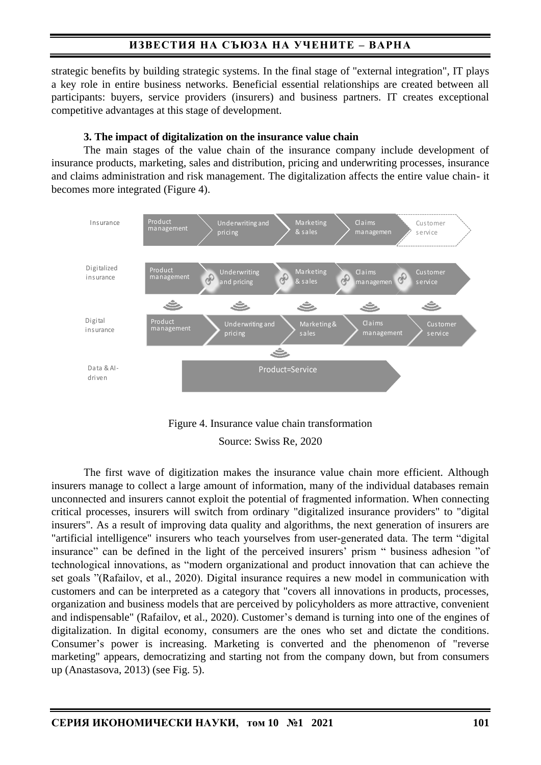strategic benefits by building strategic systems. In the final stage of "external integration", IT plays a key role in entire business networks. Beneficial essential relationships are created between all participants: buyers, service providers (insurers) and business partners. IT creates exceptional competitive advantages at this stage of development.

### 3. The impact of digitalization on the insurance value chain

The main stages of the value chain of the insurance company include development of insurance products, marketing, sales and distribution, pricing and underwriting processes, insurance and claims administration and risk management. The digitalization affects the entire value chain- it becomes more integrated (Figure 4).

Figure 4. Insurance value chain transformation

Source: Swiss Re, 2020

The first wave of digitization makes the insurance value chain more efficient. Although insurers manage to collect a large amount of information, many of the individual databases remain unconnected and insurers cannot exploit the potential of fragmented information. When connecting critical processes, insurers will switch from ordinary "digitalized insurance providers" to "digital insurers". As a result of improving data quality and algorithms, the next generation of insurers are "artificial intelligence" insurers who teach yourselves from user-generated data. The term "digital insurance" can be defined in the light of the perceived insurers' prism " business adhesion "of technological innovations, as "modern organizational and product innovation that can achieve the set goals "(Rafailov, et al., 2020). Digital insurance requires a new model in communication with customers and can be interpreted as a category that "covers all innovations in products, processes, organization and business models that are perceived by policyholders as more attractive, convenient and indispensable" (Rafailov, et al., 2020). Customer's demand is turning into one of the engines of digitalization. In digital economy, consumers are the ones who set and dictate the conditions. Consumer's power is increasing. Marketing is converted and the phenomenon of "reverse marketing" appears, democratizing and starting not from the company down, but from consumers up (Anastasova, 2013) (see Fig. 5).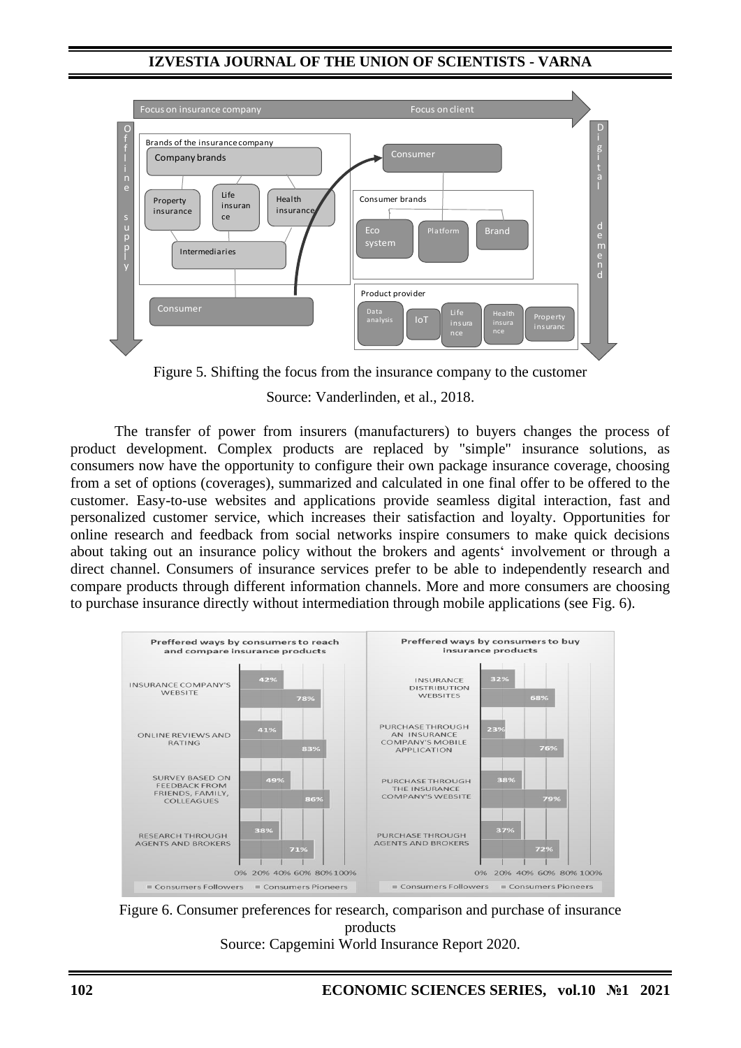Figure 5. Shifting the focus from the insurance company to the customer

Source: Vanderlinden, et al., 2018.

The transfer of power from insurers (manufacturers) to buyers changes the process of product development. Complex products are replaced by "simple" insurance solutions, as consumers now have the opportunity to configure their own package insurance coverage, choosing from a set of options (coverages), summarized and calculated in one final offer to be offered to the customer. Easy-to-use websites and applications provide seamless digital interaction, fast and personalized customer service, which increases their satisfaction and loyalty. Opportunities for online research and feedback from social networks inspire consumers to make quick decisions about taking out an insurance policy without the brokers and agents' involvement or through a direct channel. Consumers of insurance services prefer to be able to independently research and compare products through different information channels. More and more consumers are choosing to purchase insurance directly without intermediation through mobile applications (see Fig. 6).

Figure 6. Consumer preferences for research, comparison and purchase of insurance products

Source: Capgemini World Insurance Report 2020.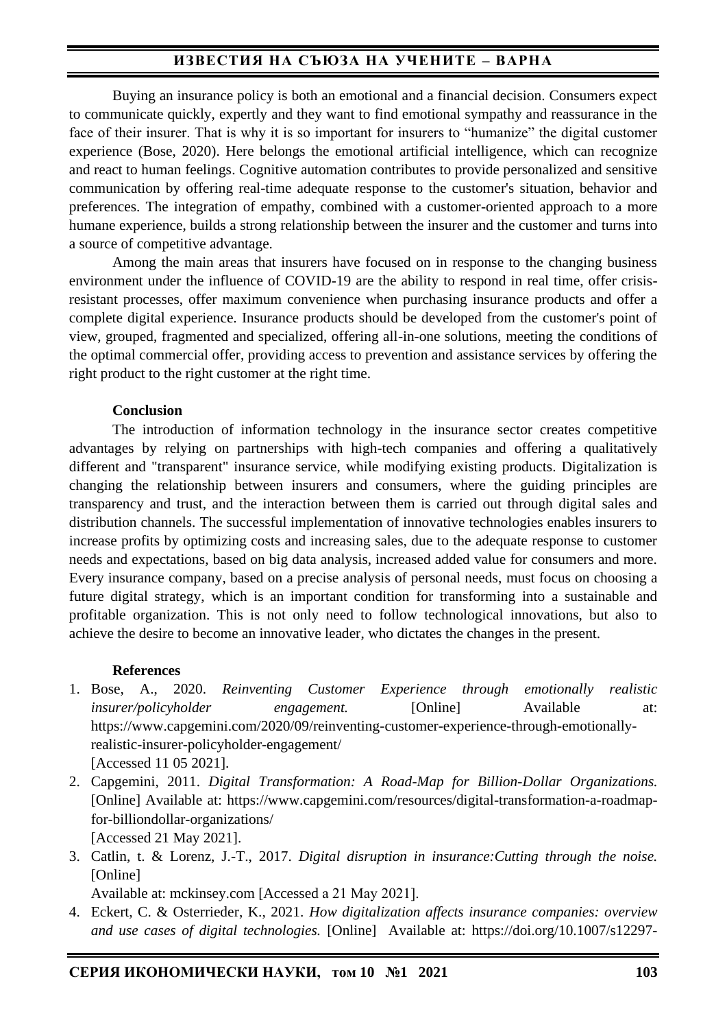Buying an insurance policy is both an emotional and a financial decision. Consumers expect to communicate quickly, expertly and they want to find emotional sympathy and reassurance in the face of their insurer. That is why it is so important for insurers to "humanize" the digital customer experience (Bose, 2020). Here belongs the emotional artificial intelligence, which can recognize and react to human feelings. Cognitive automation contributes to provide personalized and sensitive communication by offering real-time adequate response to the customer's situation, behavior and preferences. The integration of empathy, combined with a customer-oriented approach to a more humane experience, builds a strong relationship between the insurer and the customer and turns into a source of competitive advantage.

Among the main areas that insurers have focused on in response to the changing business environment under the influence of COVID-19 are the ability to respond in real time, offer crisis-resistant processes, offer maximum convenience when purchasing insurance products and offer a complete digital experience. Insurance products should be developed from the customer's point of view, grouped, fragmented and specialized, offering all-in-one solutions, meeting the conditions of the optimal commercial offer, providing access to prevention and assistance services by offering the right product to the right customer at the right time.

**Conclusion**

The introduction of information technology in the insurance sector creates competitive advantages by relying on partnerships with high-tech companies and offering a qualitatively different and "transparent" insurance service, while modifying existing products. Digitalization is changing the relationship between insurers and consumers, where the guiding principles are transparency and trust, and the interaction between them is carried out through digital sales and distribution channels. The successful implementation of innovative technologies enables insurers to increase profits by optimizing costs and increasing sales, due to the adequate response to customer needs and expectations, based on big data analysis, increased added value for consumers and more. Every insurance company, based on a precise analysis of personal needs, must focus on choosing a future digital strategy, which is an important condition for transforming into a sustainable and profitable organization. This is not only need to follow technological innovations, but also to achieve the desire to become an innovative leader, who dictates the changes in the present.

**References**

1. Bose, A., 2020. *Reinventing Customer Experience through emotionally realistic insurer/policyholder engagement.* [Online] Available at: https://www.capgemini.com/2020/09/reinventing-customer-experience-through-emotionally-realistic-insurer-policyholder-engagement/ [Accessed 11 05 2021].
2. Capgemini, 2011. *Digital Transformation: A Road-Map for Billion-Dollar Organizations.* [Online] Available at: https://www.capgemini.com/resources/digital-transformation-a-roadmap-for-billiondollar-organizations/ [Accessed 21 May 2021].
3. Catlin, t. & Lorenz, J.-T., 2017. *Digital disruption in insurance:Cutting through the noise.* [Online] Available at: mckinsey.com [Accessed a 21 May 2021].
4. Eckert, C. & Osterrieder, K., 2021. *How digitalization affects insurance companies: overview and use cases of digital technologies.* [Online] Available at: https://doi.org/10.1007/s12297-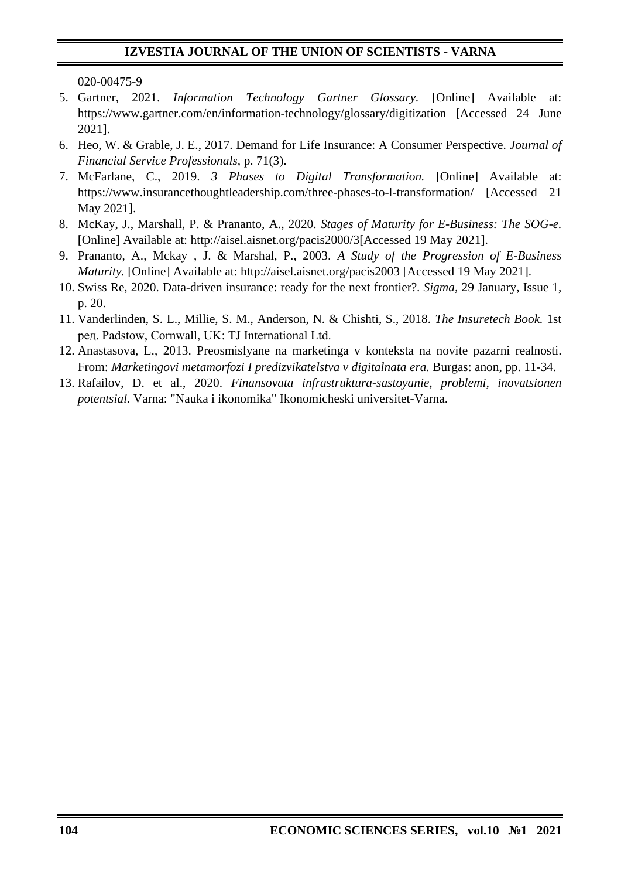020-00475-9

5. Gartner, 2021. *Information Technology Gartner Glossary.* [Online] Available at: https://www.gartner.com/en/information-technology/glossary/digitization [Accessed 24 June 2021].
6. Heo, W. & Grable, J. E., 2017. Demand for Life Insurance: A Consumer Perspective. *Journal of Financial Service Professionals,* p. 71(3).
7. McFarlane, C., 2019. *3 Phases to Digital Transformation.* [Online] Available at: https://www.insurancethoughtleadership.com/three-phases-to-l-transformation/ [Accessed 21 May 2021].
8. McKay, J., Marshall, P. & Prananto, A., 2020. *Stages of Maturity for E-Business: The SOG-e.* [Online] Available at: http://aisel.aisnet.org/pacis2000/3[Accessed 19 May 2021].
9. Prananto, A., Mckay , J. & Marshal, P., 2003. *A Study of the Progression of E-Business Maturity.* [Online] Available at: http://aisel.aisnet.org/pacis2003 [Accessed 19 May 2021].
10. Swiss Re, 2020. Data-driven insurance: ready for the next frontier?. *Sigma,* 29 January, Issue 1, p. 20.
11. Vanderlinden, S. L., Millie, S. M., Anderson, N. & Chishti, S., 2018. *The Insuretech Book.* 1st ред. Padstow, Cornwall, UK: TJ International Ltd.
12. Anastasova, L., 2013. Preosmislyane na marketinga v konteksta na novite pazarni realnosti. From: *Marketingovi metamorfozi I predizvikatelstva v digitalnata era.* Burgas: anon, pp. 11-34.
13. Rafailov, D. et al., 2020. *Finansovata infrastruktura-sastoyanie, problemi, inovatsionen potentsial.* Varna: "Nauka i ikonomika" Ikonomicheski universitet-Varna.